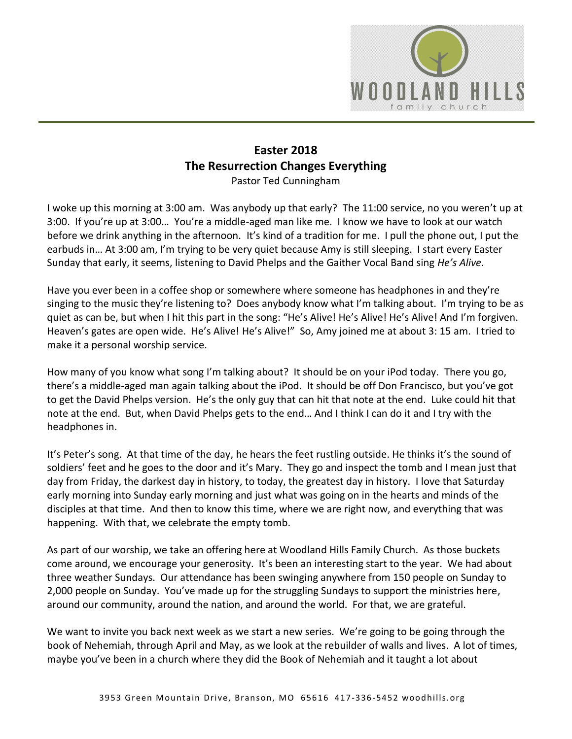# Easter 2018
## The Resurrection Changes Everything

Pastor Ted Cunningham

I woke up this morning at 3:00 am. Was anybody up that early? The 11:00 service, no you weren't up at 3:00. If you're up at 3:00… You're a middle-aged man like me. I know we have to look at our watch before we drink anything in the afternoon. It's kind of a tradition for me. I pull the phone out, I put the earbuds in… At 3:00 am, I'm trying to be very quiet because Amy is still sleeping. I start every Easter Sunday that early, it seems, listening to David Phelps and the Gaither Vocal Band sing *He's Alive*.

Have you ever been in a coffee shop or somewhere where someone has headphones in and they're singing to the music they're listening to? Does anybody know what I'm talking about. I'm trying to be as quiet as can be, but when I hit this part in the song: "He's Alive! He's Alive! He's Alive! And I'm forgiven. Heaven's gates are open wide. He's Alive! He's Alive!" So, Amy joined me at about 3: 15 am. I tried to make it a personal worship service.

How many of you know what song I'm talking about? It should be on your iPod today. There you go, there's a middle-aged man again talking about the iPod. It should be off Don Francisco, but you've got to get the David Phelps version. He's the only guy that can hit that note at the end. Luke could hit that note at the end. But, when David Phelps gets to the end… And I think I can do it and I try with the headphones in.

It's Peter's song. At that time of the day, he hears the feet rustling outside. He thinks it's the sound of soldiers' feet and he goes to the door and it's Mary. They go and inspect the tomb and I mean just that day from Friday, the darkest day in history, to today, the greatest day in history. I love that Saturday early morning into Sunday early morning and just what was going on in the hearts and minds of the disciples at that time. And then to know this time, where we are right now, and everything that was happening. With that, we celebrate the empty tomb.

As part of our worship, we take an offering here at Woodland Hills Family Church. As those buckets come around, we encourage your generosity. It's been an interesting start to the year. We had about three weather Sundays. Our attendance has been swinging anywhere from 150 people on Sunday to 2,000 people on Sunday. You've made up for the struggling Sundays to support the ministries here, around our community, around the nation, and around the world. For that, we are grateful.

We want to invite you back next week as we start a new series. We're going to be going through the book of Nehemiah, through April and May, as we look at the rebuilder of walls and lives. A lot of times, maybe you've been in a church where they did the Book of Nehemiah and it taught a lot about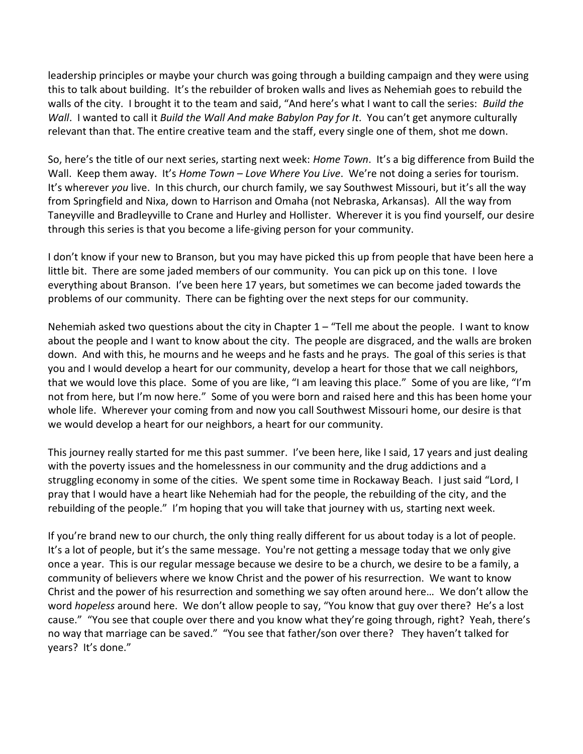leadership principles or maybe your church was going through a building campaign and they were using this to talk about building. It's the rebuilder of broken walls and lives as Nehemiah goes to rebuild the walls of the city. I brought it to the team and said, "And here's what I want to call the series: *Build the Wall*. I wanted to call it *Build the Wall And make Babylon Pay for It*. You can't get anymore culturally relevant than that. The entire creative team and the staff, every single one of them, shot me down.

So, here's the title of our next series, starting next week: *Home Town*. It's a big difference from Build the Wall. Keep them away. It's *Home Town – Love Where You Live*. We're not doing a series for tourism. It's wherever *you* live. In this church, our church family, we say Southwest Missouri, but it's all the way from Springfield and Nixa, down to Harrison and Omaha (not Nebraska, Arkansas). All the way from Taneyville and Bradleyville to Crane and Hurley and Hollister. Wherever it is you find yourself, our desire through this series is that you become a life-giving person for your community.

I don't know if your new to Branson, but you may have picked this up from people that have been here a little bit. There are some jaded members of our community. You can pick up on this tone. I love everything about Branson. I've been here 17 years, but sometimes we can become jaded towards the problems of our community. There can be fighting over the next steps for our community.

Nehemiah asked two questions about the city in Chapter 1 – "Tell me about the people. I want to know about the people and I want to know about the city. The people are disgraced, and the walls are broken down. And with this, he mourns and he weeps and he fasts and he prays. The goal of this series is that you and I would develop a heart for our community, develop a heart for those that we call neighbors, that we would love this place. Some of you are like, "I am leaving this place." Some of you are like, "I'm not from here, but I'm now here." Some of you were born and raised here and this has been home your whole life. Wherever your coming from and now you call Southwest Missouri home, our desire is that we would develop a heart for our neighbors, a heart for our community.

This journey really started for me this past summer. I've been here, like I said, 17 years and just dealing with the poverty issues and the homelessness in our community and the drug addictions and a struggling economy in some of the cities. We spent some time in Rockaway Beach. I just said "Lord, I pray that I would have a heart like Nehemiah had for the people, the rebuilding of the city, and the rebuilding of the people." I'm hoping that you will take that journey with us, starting next week.

If you're brand new to our church, the only thing really different for us about today is a lot of people. It's a lot of people, but it's the same message. You're not getting a message today that we only give once a year. This is our regular message because we desire to be a church, we desire to be a family, a community of believers where we know Christ and the power of his resurrection. We want to know Christ and the power of his resurrection and something we say often around here… We don't allow the word *hopeless* around here. We don't allow people to say, "You know that guy over there? He's a lost cause." "You see that couple over there and you know what they're going through, right? Yeah, there's no way that marriage can be saved." "You see that father/son over there? They haven't talked for years? It's done."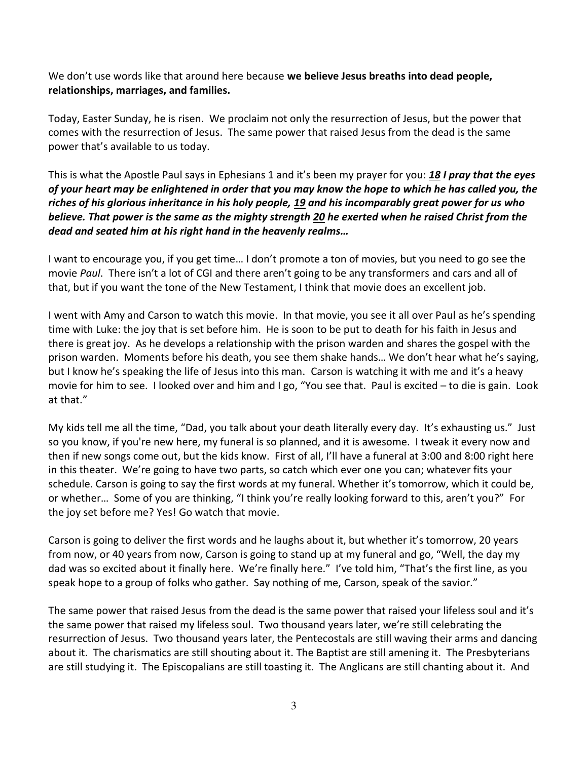We don't use words like that around here because **we believe Jesus breaths into dead people, relationships, marriages, and families.**

Today, Easter Sunday, he is risen. We proclaim not only the resurrection of Jesus, but the power that comes with the resurrection of Jesus. The same power that raised Jesus from the dead is the same power that's available to us today.

This is what the Apostle Paul says in Ephesians 1 and it's been my prayer for you: ***18** I pray that the eyes of your heart may be enlightened in order that you may know the hope to which he has called you, the riches of his glorious inheritance in his holy people, **19** and his incomparably great power for us who believe. That power is the same as the mighty strength **20** he exerted when he raised Christ from the dead and seated him at his right hand in the heavenly realms…*

I want to encourage you, if you get time… I don't promote a ton of movies, but you need to go see the movie *Paul*. There isn't a lot of CGI and there aren't going to be any transformers and cars and all of that, but if you want the tone of the New Testament, I think that movie does an excellent job.

I went with Amy and Carson to watch this movie. In that movie, you see it all over Paul as he's spending time with Luke: the joy that is set before him. He is soon to be put to death for his faith in Jesus and there is great joy. As he develops a relationship with the prison warden and shares the gospel with the prison warden. Moments before his death, you see them shake hands… We don't hear what he's saying, but I know he's speaking the life of Jesus into this man. Carson is watching it with me and it's a heavy movie for him to see. I looked over and him and I go, "You see that. Paul is excited – to die is gain. Look at that."

My kids tell me all the time, "Dad, you talk about your death literally every day. It's exhausting us." Just so you know, if you're new here, my funeral is so planned, and it is awesome. I tweak it every now and then if new songs come out, but the kids know. First of all, I'll have a funeral at 3:00 and 8:00 right here in this theater. We're going to have two parts, so catch which ever one you can; whatever fits your schedule. Carson is going to say the first words at my funeral. Whether it's tomorrow, which it could be, or whether… Some of you are thinking, "I think you're really looking forward to this, aren't you?" For the joy set before me? Yes! Go watch that movie.

Carson is going to deliver the first words and he laughs about it, but whether it's tomorrow, 20 years from now, or 40 years from now, Carson is going to stand up at my funeral and go, "Well, the day my dad was so excited about it finally here. We're finally here." I've told him, "That's the first line, as you speak hope to a group of folks who gather. Say nothing of me, Carson, speak of the savior."

The same power that raised Jesus from the dead is the same power that raised your lifeless soul and it's the same power that raised my lifeless soul. Two thousand years later, we're still celebrating the resurrection of Jesus. Two thousand years later, the Pentecostals are still waving their arms and dancing about it. The charismatics are still shouting about it. The Baptist are still amening it. The Presbyterians are still studying it. The Episcopalians are still toasting it. The Anglicans are still chanting about it. And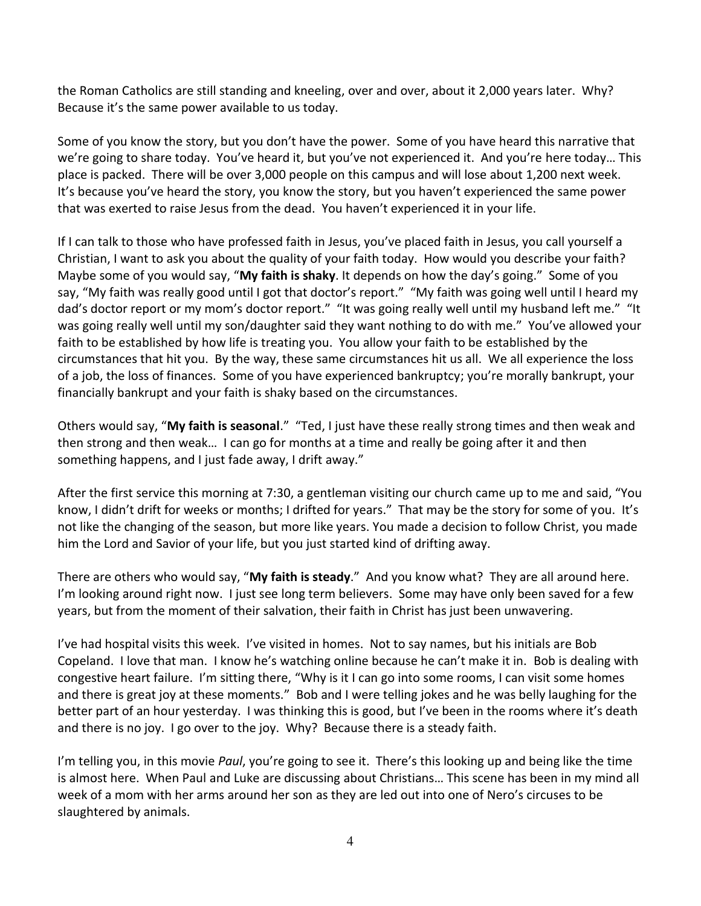the Roman Catholics are still standing and kneeling, over and over, about it 2,000 years later. Why? Because it's the same power available to us today.

Some of you know the story, but you don't have the power. Some of you have heard this narrative that we're going to share today. You've heard it, but you've not experienced it. And you're here today… This place is packed. There will be over 3,000 people on this campus and will lose about 1,200 next week. It's because you've heard the story, you know the story, but you haven't experienced the same power that was exerted to raise Jesus from the dead. You haven't experienced it in your life.

If I can talk to those who have professed faith in Jesus, you've placed faith in Jesus, you call yourself a Christian, I want to ask you about the quality of your faith today. How would you describe your faith? Maybe some of you would say, "**My faith is shaky**. It depends on how the day's going." Some of you say, "My faith was really good until I got that doctor's report." "My faith was going well until I heard my dad's doctor report or my mom's doctor report." "It was going really well until my husband left me." "It was going really well until my son/daughter said they want nothing to do with me." You've allowed your faith to be established by how life is treating you. You allow your faith to be established by the circumstances that hit you. By the way, these same circumstances hit us all. We all experience the loss of a job, the loss of finances. Some of you have experienced bankruptcy; you're morally bankrupt, your financially bankrupt and your faith is shaky based on the circumstances.

Others would say, "**My faith is seasonal**." "Ted, I just have these really strong times and then weak and then strong and then weak… I can go for months at a time and really be going after it and then something happens, and I just fade away, I drift away."

After the first service this morning at 7:30, a gentleman visiting our church came up to me and said, "You know, I didn't drift for weeks or months; I drifted for years." That may be the story for some of you. It's not like the changing of the season, but more like years. You made a decision to follow Christ, you made him the Lord and Savior of your life, but you just started kind of drifting away.

There are others who would say, "**My faith is steady**." And you know what? They are all around here. I'm looking around right now. I just see long term believers. Some may have only been saved for a few years, but from the moment of their salvation, their faith in Christ has just been unwavering.

I've had hospital visits this week. I've visited in homes. Not to say names, but his initials are Bob Copeland. I love that man. I know he's watching online because he can't make it in. Bob is dealing with congestive heart failure. I'm sitting there, "Why is it I can go into some rooms, I can visit some homes and there is great joy at these moments." Bob and I were telling jokes and he was belly laughing for the better part of an hour yesterday. I was thinking this is good, but I've been in the rooms where it's death and there is no joy. I go over to the joy. Why? Because there is a steady faith.

I'm telling you, in this movie *Paul*, you're going to see it. There's this looking up and being like the time is almost here. When Paul and Luke are discussing about Christians… This scene has been in my mind all week of a mom with her arms around her son as they are led out into one of Nero's circuses to be slaughtered by animals.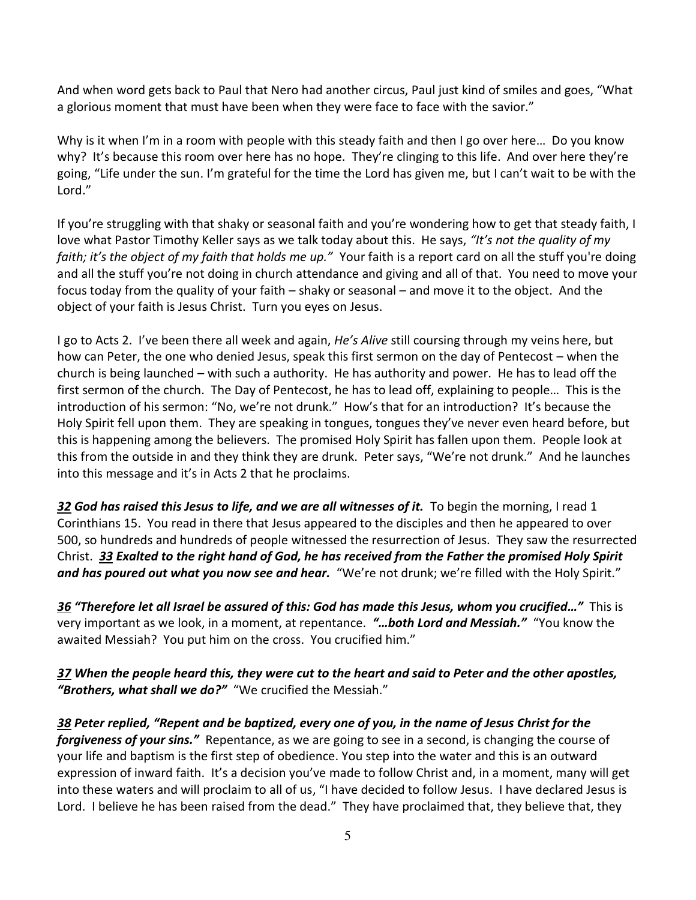And when word gets back to Paul that Nero had another circus, Paul just kind of smiles and goes, "What a glorious moment that must have been when they were face to face with the savior."

Why is it when I'm in a room with people with this steady faith and then I go over here… Do you know why? It's because this room over here has no hope. They're clinging to this life. And over here they're going, "Life under the sun. I'm grateful for the time the Lord has given me, but I can't wait to be with the Lord."

If you're struggling with that shaky or seasonal faith and you're wondering how to get that steady faith, I love what Pastor Timothy Keller says as we talk today about this. He says, *"It's not the quality of my faith; it's the object of my faith that holds me up."* Your faith is a report card on all the stuff you're doing and all the stuff you're not doing in church attendance and giving and all of that. You need to move your focus today from the quality of your faith – shaky or seasonal – and move it to the object. And the object of your faith is Jesus Christ. Turn you eyes on Jesus.

I go to Acts 2. I've been there all week and again, *He's Alive* still coursing through my veins here, but how can Peter, the one who denied Jesus, speak this first sermon on the day of Pentecost – when the church is being launched – with such a authority. He has authority and power. He has to lead off the first sermon of the church. The Day of Pentecost, he has to lead off, explaining to people… This is the introduction of his sermon: "No, we're not drunk." How's that for an introduction? It's because the Holy Spirit fell upon them. They are speaking in tongues, tongues they've never even heard before, but this is happening among the believers. The promised Holy Spirit has fallen upon them. People look at this from the outside in and they think they are drunk. Peter says, "We're not drunk." And he launches into this message and it's in Acts 2 that he proclaims.

***32*** ***God has raised this Jesus to life, and we are all witnesses of it.*** To begin the morning, I read 1 Corinthians 15. You read in there that Jesus appeared to the disciples and then he appeared to over 500, so hundreds and hundreds of people witnessed the resurrection of Jesus. They saw the resurrected Christ. ***33*** ***Exalted to the right hand of God, he has received from the Father the promised Holy Spirit and has poured out what you now see and hear.*** "We're not drunk; we're filled with the Holy Spirit."

***36*** ***"Therefore let all Israel be assured of this: God has made this Jesus, whom you crucified…"*** This is very important as we look, in a moment, at repentance. ***"…both Lord and Messiah."*** "You know the awaited Messiah? You put him on the cross. You crucified him."

***37*** ***When the people heard this, they were cut to the heart and said to Peter and the other apostles, "Brothers, what shall we do?"*** "We crucified the Messiah."

***38*** ***Peter replied, "Repent and be baptized, every one of you, in the name of Jesus Christ for the forgiveness of your sins."*** Repentance, as we are going to see in a second, is changing the course of your life and baptism is the first step of obedience. You step into the water and this is an outward expression of inward faith. It's a decision you've made to follow Christ and, in a moment, many will get into these waters and will proclaim to all of us, "I have decided to follow Jesus. I have declared Jesus is Lord. I believe he has been raised from the dead." They have proclaimed that, they believe that, they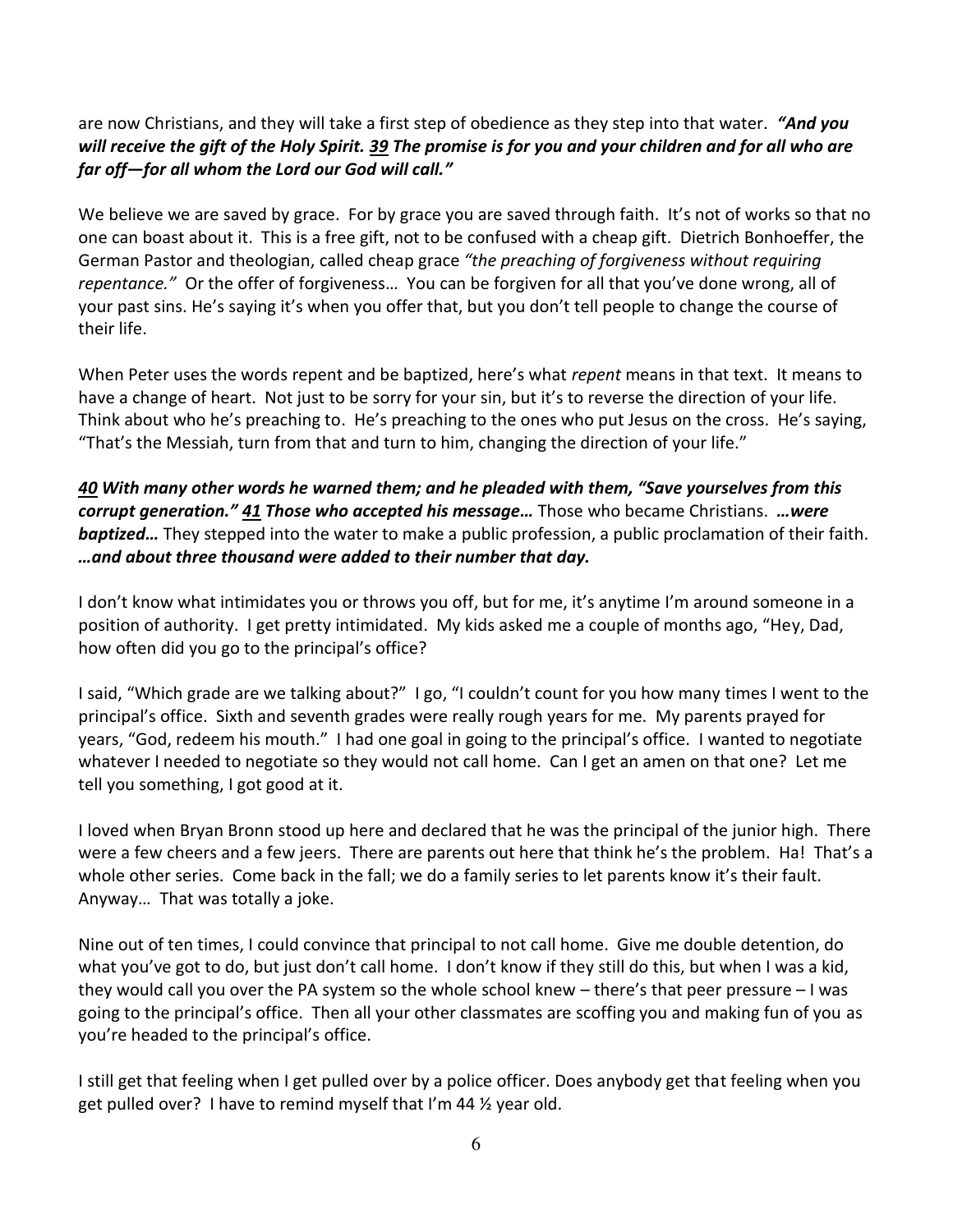are now Christians, and they will take a first step of obedience as they step into that water. ***"And you will receive the gift of the Holy Spirit. 39 The promise is for you and your children and for all who are far off—for all whom the Lord our God will call."***

We believe we are saved by grace. For by grace you are saved through faith. It's not of works so that no one can boast about it. This is a free gift, not to be confused with a cheap gift. Dietrich Bonhoeffer, the German Pastor and theologian, called cheap grace *"the preaching of forgiveness without requiring repentance."* Or the offer of forgiveness… You can be forgiven for all that you've done wrong, all of your past sins. He's saying it's when you offer that, but you don't tell people to change the course of their life.

When Peter uses the words repent and be baptized, here's what *repent* means in that text. It means to have a change of heart. Not just to be sorry for your sin, but it's to reverse the direction of your life. Think about who he's preaching to. He's preaching to the ones who put Jesus on the cross. He's saying, "That's the Messiah, turn from that and turn to him, changing the direction of your life."

***40 With many other words he warned them; and he pleaded with them, "Save yourselves from this corrupt generation." 41 Those who accepted his message…*** Those who became Christians. ***…were baptized…*** They stepped into the water to make a public profession, a public proclamation of their faith. ***…and about three thousand were added to their number that day.***

I don't know what intimidates you or throws you off, but for me, it's anytime I'm around someone in a position of authority. I get pretty intimidated. My kids asked me a couple of months ago, "Hey, Dad, how often did you go to the principal's office?

I said, "Which grade are we talking about?" I go, "I couldn't count for you how many times I went to the principal's office. Sixth and seventh grades were really rough years for me. My parents prayed for years, "God, redeem his mouth." I had one goal in going to the principal's office. I wanted to negotiate whatever I needed to negotiate so they would not call home. Can I get an amen on that one? Let me tell you something, I got good at it.

I loved when Bryan Bronn stood up here and declared that he was the principal of the junior high. There were a few cheers and a few jeers. There are parents out here that think he's the problem. Ha! That's a whole other series. Come back in the fall; we do a family series to let parents know it's their fault. Anyway… That was totally a joke.

Nine out of ten times, I could convince that principal to not call home. Give me double detention, do what you've got to do, but just don't call home. I don't know if they still do this, but when I was a kid, they would call you over the PA system so the whole school knew – there's that peer pressure – I was going to the principal's office. Then all your other classmates are scoffing you and making fun of you as you're headed to the principal's office.

I still get that feeling when I get pulled over by a police officer. Does anybody get that feeling when you get pulled over? I have to remind myself that I'm 44 ½ year old.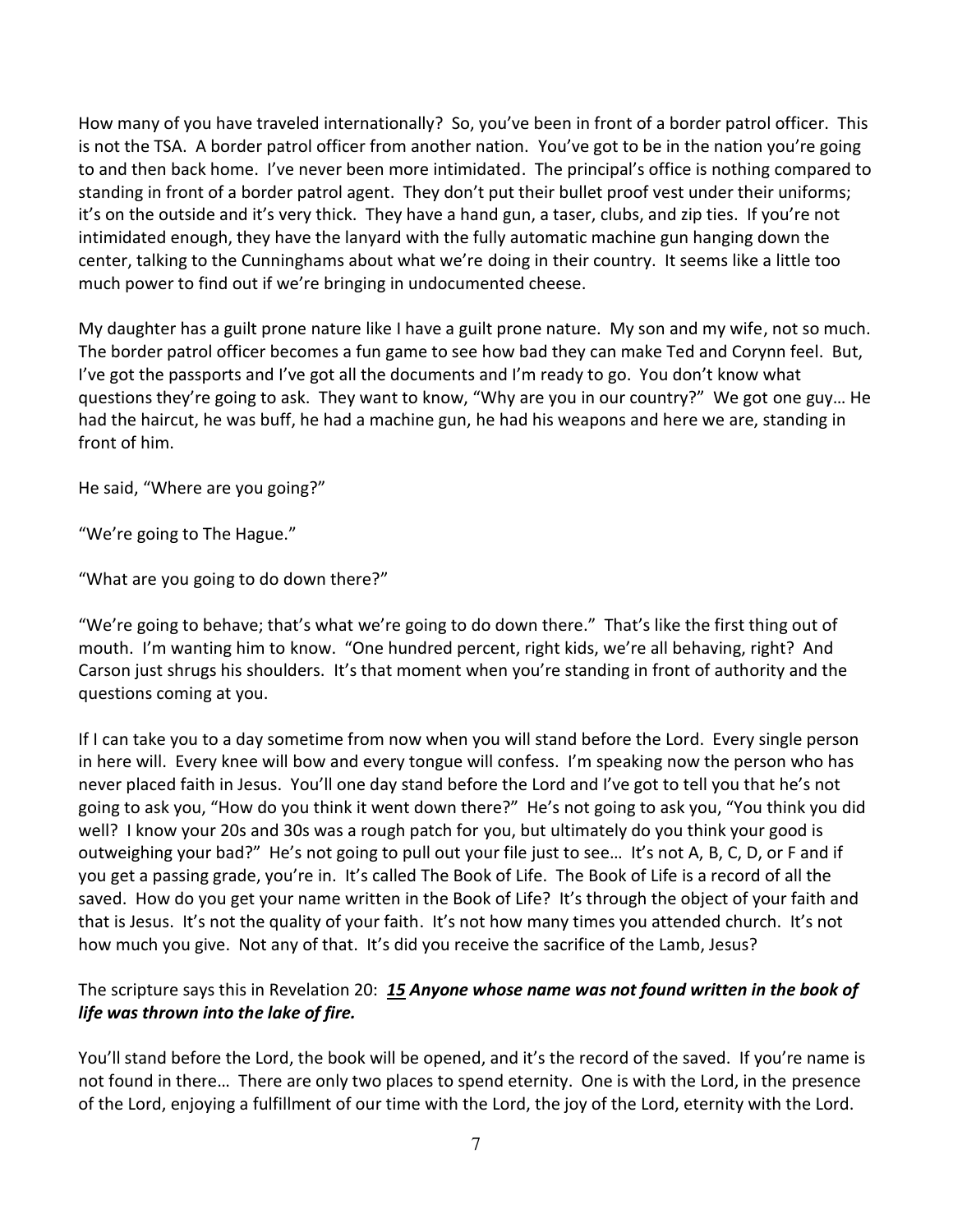How many of you have traveled internationally? So, you've been in front of a border patrol officer. This is not the TSA. A border patrol officer from another nation. You've got to be in the nation you're going to and then back home. I've never been more intimidated. The principal's office is nothing compared to standing in front of a border patrol agent. They don't put their bullet proof vest under their uniforms; it's on the outside and it's very thick. They have a hand gun, a taser, clubs, and zip ties. If you're not intimidated enough, they have the lanyard with the fully automatic machine gun hanging down the center, talking to the Cunninghams about what we're doing in their country. It seems like a little too much power to find out if we're bringing in undocumented cheese.

My daughter has a guilt prone nature like I have a guilt prone nature. My son and my wife, not so much. The border patrol officer becomes a fun game to see how bad they can make Ted and Corynn feel. But, I've got the passports and I've got all the documents and I'm ready to go. You don't know what questions they're going to ask. They want to know, "Why are you in our country?" We got one guy… He had the haircut, he was buff, he had a machine gun, he had his weapons and here we are, standing in front of him.

He said, "Where are you going?"

"We're going to The Hague."

"What are you going to do down there?"

"We're going to behave; that's what we're going to do down there." That's like the first thing out of mouth. I'm wanting him to know. "One hundred percent, right kids, we're all behaving, right? And Carson just shrugs his shoulders. It's that moment when you're standing in front of authority and the questions coming at you.

If I can take you to a day sometime from now when you will stand before the Lord. Every single person in here will. Every knee will bow and every tongue will confess. I'm speaking now the person who has never placed faith in Jesus. You'll one day stand before the Lord and I've got to tell you that he's not going to ask you, "How do you think it went down there?" He's not going to ask you, "You think you did well? I know your 20s and 30s was a rough patch for you, but ultimately do you think your good is outweighing your bad?" He's not going to pull out your file just to see… It's not A, B, C, D, or F and if you get a passing grade, you're in. It's called The Book of Life. The Book of Life is a record of all the saved. How do you get your name written in the Book of Life? It's through the object of your faith and that is Jesus. It's not the quality of your faith. It's not how many times you attended church. It's not how much you give. Not any of that. It's did you receive the sacrifice of the Lamb, Jesus?

The scripture says this in Revelation 20: ***15 Anyone whose name was not found written in the book of life was thrown into the lake of fire.***

You'll stand before the Lord, the book will be opened, and it's the record of the saved. If you're name is not found in there… There are only two places to spend eternity. One is with the Lord, in the presence of the Lord, enjoying a fulfillment of our time with the Lord, the joy of the Lord, eternity with the Lord.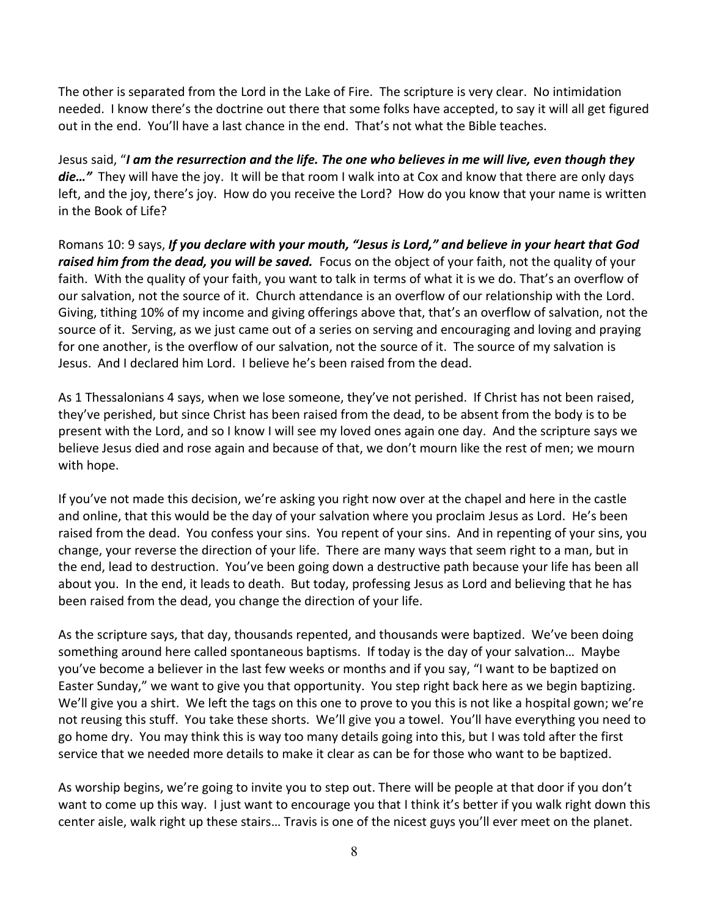The other is separated from the Lord in the Lake of Fire. The scripture is very clear. No intimidation needed. I know there's the doctrine out there that some folks have accepted, to say it will all get figured out in the end. You'll have a last chance in the end. That's not what the Bible teaches.

Jesus said, "***I am the resurrection and the life. The one who believes in me will live, even though they die…"*** They will have the joy. It will be that room I walk into at Cox and know that there are only days left, and the joy, there's joy. How do you receive the Lord? How do you know that your name is written in the Book of Life?

Romans 10: 9 says, ***If you declare with your mouth, "Jesus is Lord," and believe in your heart that God raised him from the dead, you will be saved.*** Focus on the object of your faith, not the quality of your faith. With the quality of your faith, you want to talk in terms of what it is we do. That's an overflow of our salvation, not the source of it. Church attendance is an overflow of our relationship with the Lord. Giving, tithing 10% of my income and giving offerings above that, that's an overflow of salvation, not the source of it. Serving, as we just came out of a series on serving and encouraging and loving and praying for one another, is the overflow of our salvation, not the source of it. The source of my salvation is Jesus. And I declared him Lord. I believe he's been raised from the dead.

As 1 Thessalonians 4 says, when we lose someone, they've not perished. If Christ has not been raised, they've perished, but since Christ has been raised from the dead, to be absent from the body is to be present with the Lord, and so I know I will see my loved ones again one day. And the scripture says we believe Jesus died and rose again and because of that, we don't mourn like the rest of men; we mourn with hope.

If you've not made this decision, we're asking you right now over at the chapel and here in the castle and online, that this would be the day of your salvation where you proclaim Jesus as Lord. He's been raised from the dead. You confess your sins. You repent of your sins. And in repenting of your sins, you change, your reverse the direction of your life. There are many ways that seem right to a man, but in the end, lead to destruction. You've been going down a destructive path because your life has been all about you. In the end, it leads to death. But today, professing Jesus as Lord and believing that he has been raised from the dead, you change the direction of your life.

As the scripture says, that day, thousands repented, and thousands were baptized. We've been doing something around here called spontaneous baptisms. If today is the day of your salvation… Maybe you've become a believer in the last few weeks or months and if you say, "I want to be baptized on Easter Sunday," we want to give you that opportunity. You step right back here as we begin baptizing. We'll give you a shirt. We left the tags on this one to prove to you this is not like a hospital gown; we're not reusing this stuff. You take these shorts. We'll give you a towel. You'll have everything you need to go home dry. You may think this is way too many details going into this, but I was told after the first service that we needed more details to make it clear as can be for those who want to be baptized.

As worship begins, we're going to invite you to step out. There will be people at that door if you don't want to come up this way. I just want to encourage you that I think it's better if you walk right down this center aisle, walk right up these stairs… Travis is one of the nicest guys you'll ever meet on the planet.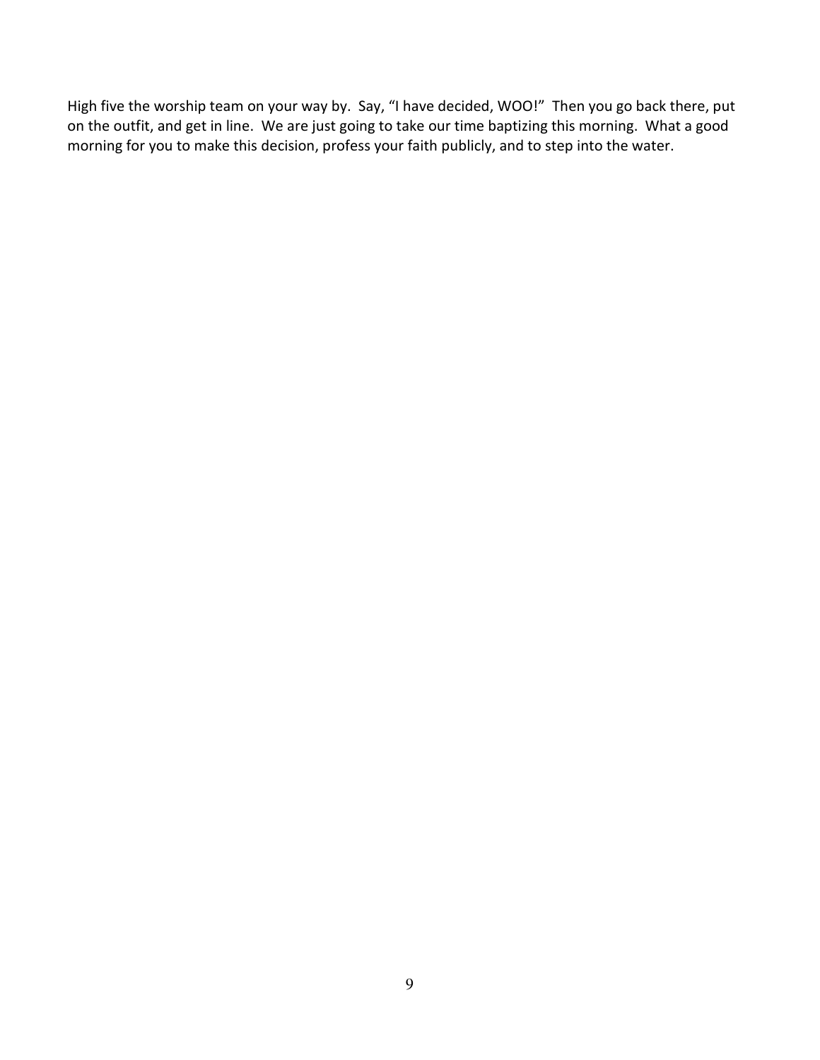High five the worship team on your way by. Say, "I have decided, WOO!" Then you go back there, put on the outfit, and get in line. We are just going to take our time baptizing this morning. What a good morning for you to make this decision, profess your faith publicly, and to step into the water.